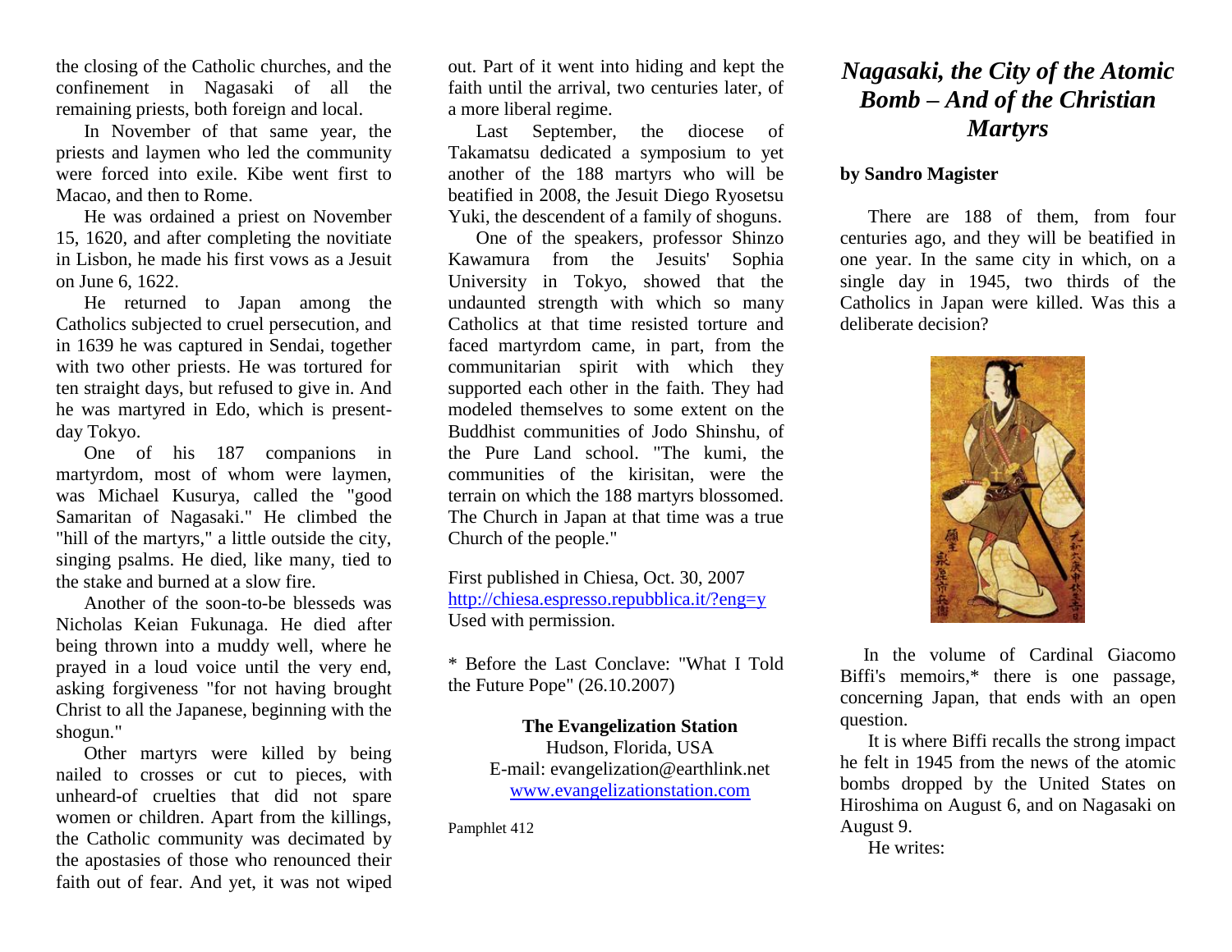the closing of the Catholic churches, and the confinement in Nagasaki of all the remaining priests, both foreign and local.

In November of that same year, the priests and laymen who led the community were forced into exile. Kibe went first to Macao, and then to Rome.

He was ordained a priest on November 15, 1620, and after completing the novitiate in Lisbon, he made his first vows as a Jesuit on June 6, 1622.

He returned to Japan among the Catholics subjected to cruel persecution, and in 1639 he was captured in Sendai, together with two other priests. He was tortured for ten straight days, but refused to give in. And he was martyred in Edo, which is present-day Tokyo.

One of his 187 companions in martyrdom, most of whom were laymen, was Michael Kusurya, called the "good Samaritan of Nagasaki." He climbed the "hill of the martyrs," a little outside the city, singing psalms. He died, like many, tied to the stake and burned at a slow fire.

Another of the soon-to-be blesseds was Nicholas Keian Fukunaga. He died after being thrown into a muddy well, where he prayed in a loud voice until the very end, asking forgiveness "for not having brought Christ to all the Japanese, beginning with the shogun."

Other martyrs were killed by being nailed to crosses or cut to pieces, with unheard-of cruelties that did not spare women or children. Apart from the killings, the Catholic community was decimated by the apostasies of those who renounced their faith out of fear. And yet, it was not wiped out. Part of it went into hiding and kept the faith until the arrival, two centuries later, of a more liberal regime.

Last September, the diocese of Takamatsu dedicated a symposium to yet another of the 188 martyrs who will be beatified in 2008, the Jesuit Diego Ryosetsu Yuki, the descendent of a family of shoguns.

One of the speakers, professor Shinzo Kawamura from the Jesuits' Sophia University in Tokyo, showed that the undaunted strength with which so many Catholics at that time resisted torture and faced martyrdom came, in part, from the communitarian spirit with which they supported each other in the faith. They had modeled themselves to some extent on the Buddhist communities of Jodo Shinshu, of the Pure Land school. "The kumi, the communities of the kirisitan, were the terrain on which the 188 martyrs blossomed. The Church in Japan at that time was a true Church of the people."

First published in Chiesa, Oct. 30, 2007
http://chiesa.espresso.repubblica.it/?eng=y
Used with permission.

* Before the Last Conclave: "What I Told the Future Pope" (26.10.2007)

**The Evangelization Station**
Hudson, Florida, USA
E-mail: evangelization@earthlink.net
www.evangelizationstation.com

Pamphlet 412

# *Nagasaki, the City of the Atomic Bomb – And of the Christian Martyrs*

**by Sandro Magister**

There are 188 of them, from four centuries ago, and they will be beatified in one year. In the same city in which, on a single day in 1945, two thirds of the Catholics in Japan were killed. Was this a deliberate decision?

In the volume of Cardinal Giacomo Biffi's memoirs,* there is one passage, concerning Japan, that ends with an open question.

It is where Biffi recalls the strong impact he felt in 1945 from the news of the atomic bombs dropped by the United States on Hiroshima on August 6, and on Nagasaki on August 9.

He writes: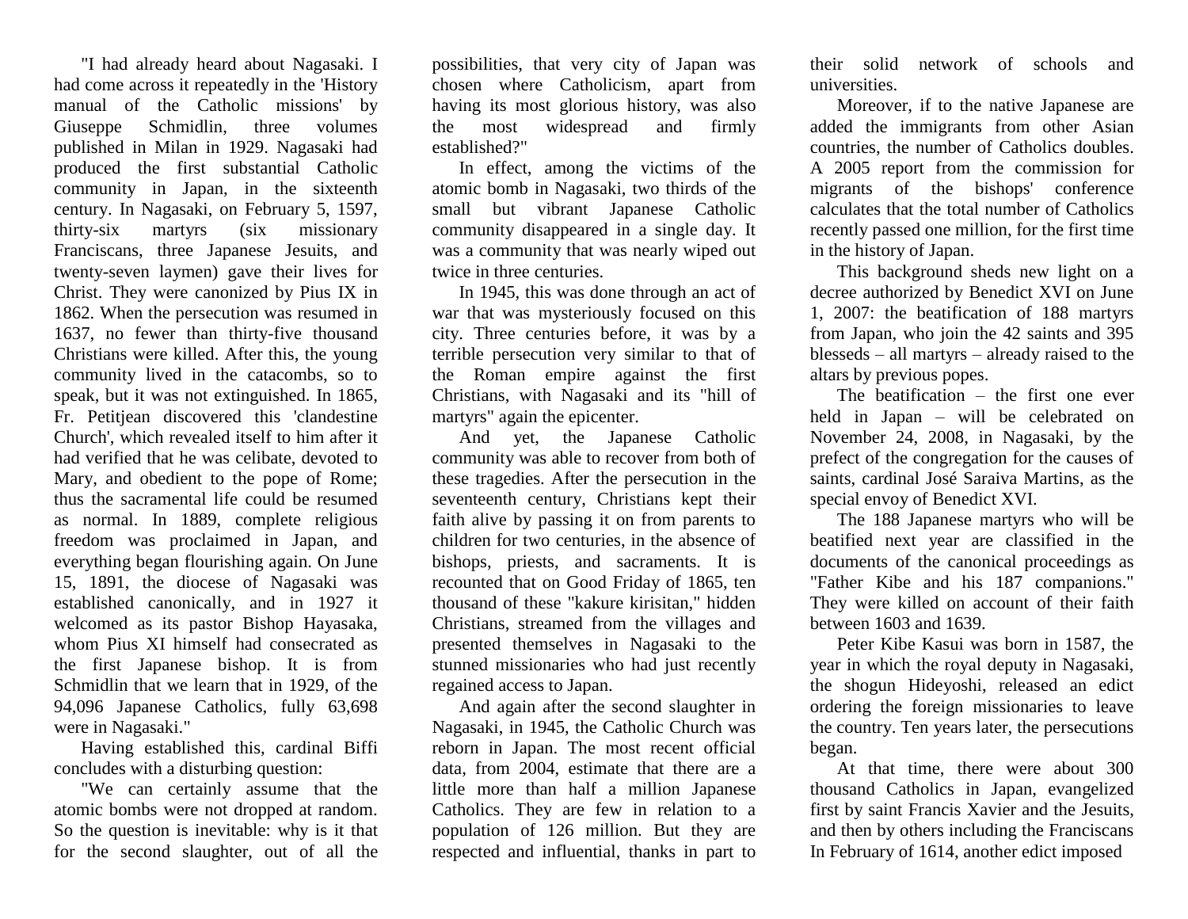"I had already heard about Nagasaki. I had come across it repeatedly in the 'History manual of the Catholic missions' by Giuseppe Schmidlin, three volumes published in Milan in 1929. Nagasaki had produced the first substantial Catholic community in Japan, in the sixteenth century. In Nagasaki, on February 5, 1597, thirty-six martyrs (six missionary Franciscans, three Japanese Jesuits, and twenty-seven laymen) gave their lives for Christ. They were canonized by Pius IX in 1862. When the persecution was resumed in 1637, no fewer than thirty-five thousand Christians were killed. After this, the young community lived in the catacombs, so to speak, but it was not extinguished. In 1865, Fr. Petitjean discovered this 'clandestine Church', which revealed itself to him after it had verified that he was celibate, devoted to Mary, and obedient to the pope of Rome; thus the sacramental life could be resumed as normal. In 1889, complete religious freedom was proclaimed in Japan, and everything began flourishing again. On June 15, 1891, the diocese of Nagasaki was established canonically, and in 1927 it welcomed as its pastor Bishop Hayasaka, whom Pius XI himself had consecrated as the first Japanese bishop. It is from Schmidlin that we learn that in 1929, of the 94,096 Japanese Catholics, fully 63,698 were in Nagasaki."

Having established this, cardinal Biffi concludes with a disturbing question:

"We can certainly assume that the atomic bombs were not dropped at random. So the question is inevitable: why is it that for the second slaughter, out of all the possibilities, that very city of Japan was chosen where Catholicism, apart from having its most glorious history, was also the most widespread and firmly established?"

In effect, among the victims of the atomic bomb in Nagasaki, two thirds of the small but vibrant Japanese Catholic community disappeared in a single day. It was a community that was nearly wiped out twice in three centuries.

In 1945, this was done through an act of war that was mysteriously focused on this city. Three centuries before, it was by a terrible persecution very similar to that of the Roman empire against the first Christians, with Nagasaki and its "hill of martyrs" again the epicenter.

And yet, the Japanese Catholic community was able to recover from both of these tragedies. After the persecution in the seventeenth century, Christians kept their faith alive by passing it on from parents to children for two centuries, in the absence of bishops, priests, and sacraments. It is recounted that on Good Friday of 1865, ten thousand of these "kakure kirisitan," hidden Christians, streamed from the villages and presented themselves in Nagasaki to the stunned missionaries who had just recently regained access to Japan.

And again after the second slaughter in Nagasaki, in 1945, the Catholic Church was reborn in Japan. The most recent official data, from 2004, estimate that there are a little more than half a million Japanese Catholics. They are few in relation to a population of 126 million. But they are respected and influential, thanks in part to their solid network of schools and universities.

Moreover, if to the native Japanese are added the immigrants from other Asian countries, the number of Catholics doubles. A 2005 report from the commission for migrants of the bishops' conference calculates that the total number of Catholics recently passed one million, for the first time in the history of Japan.

This background sheds new light on a decree authorized by Benedict XVI on June 1, 2007: the beatification of 188 martyrs from Japan, who join the 42 saints and 395 blesseds – all martyrs – already raised to the altars by previous popes.

The beatification – the first one ever held in Japan – will be celebrated on November 24, 2008, in Nagasaki, by the prefect of the congregation for the causes of saints, cardinal José Saraiva Martins, as the special envoy of Benedict XVI.

The 188 Japanese martyrs who will be beatified next year are classified in the documents of the canonical proceedings as "Father Kibe and his 187 companions." They were killed on account of their faith between 1603 and 1639.

Peter Kibe Kasui was born in 1587, the year in which the royal deputy in Nagasaki, the shogun Hideyoshi, released an edict ordering the foreign missionaries to leave the country. Ten years later, the persecutions began.

At that time, there were about 300 thousand Catholics in Japan, evangelized first by saint Francis Xavier and the Jesuits, and then by others including the Franciscans In February of 1614, another edict imposed